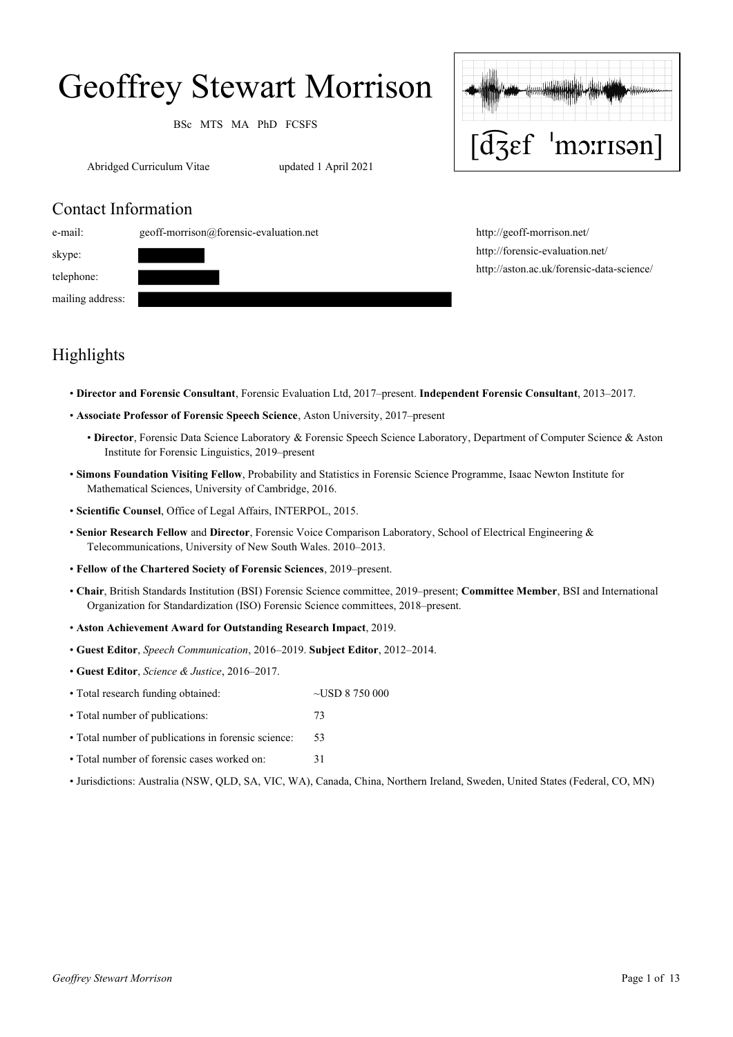# Geoffrey Stewart Morrison

BSc MTS MA PhD FCSFS

[d͡ʒɛf ˈmɔːrɪsən]

Abridged Curriculum Vitae updated 1 April 2021

## Contact Information

e-mail: geoff-morrison@forensic-evaluation.net

skype:

telephone:

mailing address:

http://geoff-morrison.net/

http://forensic-evaluation.net/

http://aston.ac.uk/forensic-data-science/

## Highlights

- **Director and Forensic Consultant**, Forensic Evaluation Ltd, 2017–present. **Independent Forensic Consultant**, 2013–2017.
- **Associate Professor of Forensic Speech Science**, Aston University, 2017–present
  - **Director**, Forensic Data Science Laboratory & Forensic Speech Science Laboratory, Department of Computer Science & Aston Institute for Forensic Linguistics, 2019–present
- **Simons Foundation Visiting Fellow**, Probability and Statistics in Forensic Science Programme, Isaac Newton Institute for Mathematical Sciences, University of Cambridge, 2016.
- **Scientific Counsel**, Office of Legal Affairs, INTERPOL, 2015.
- **Senior Research Fellow** and **Director**, Forensic Voice Comparison Laboratory, School of Electrical Engineering & Telecommunications, University of New South Wales. 2010–2013.
- **Fellow of the Chartered Society of Forensic Sciences**, 2019–present.
- **Chair**, British Standards Institution (BSI) Forensic Science committee, 2019–present; **Committee Member**, BSI and International Organization for Standardization (ISO) Forensic Science committees, 2018–present.
- **Aston Achievement Award for Outstanding Research Impact**, 2019.
- **Guest Editor**, *Speech Communication*, 2016–2019. **Subject Editor**, 2012–2014.
- **Guest Editor**, *Science & Justice*, 2016–2017.
- Total research funding obtained: ~USD 8 750 000
- Total number of publications: 73
- Total number of publications in forensic science: 53
- Total number of forensic cases worked on: 31
- Jurisdictions: Australia (NSW, QLD, SA, VIC, WA), Canada, China, Northern Ireland, Sweden, United States (Federal, CO, MN)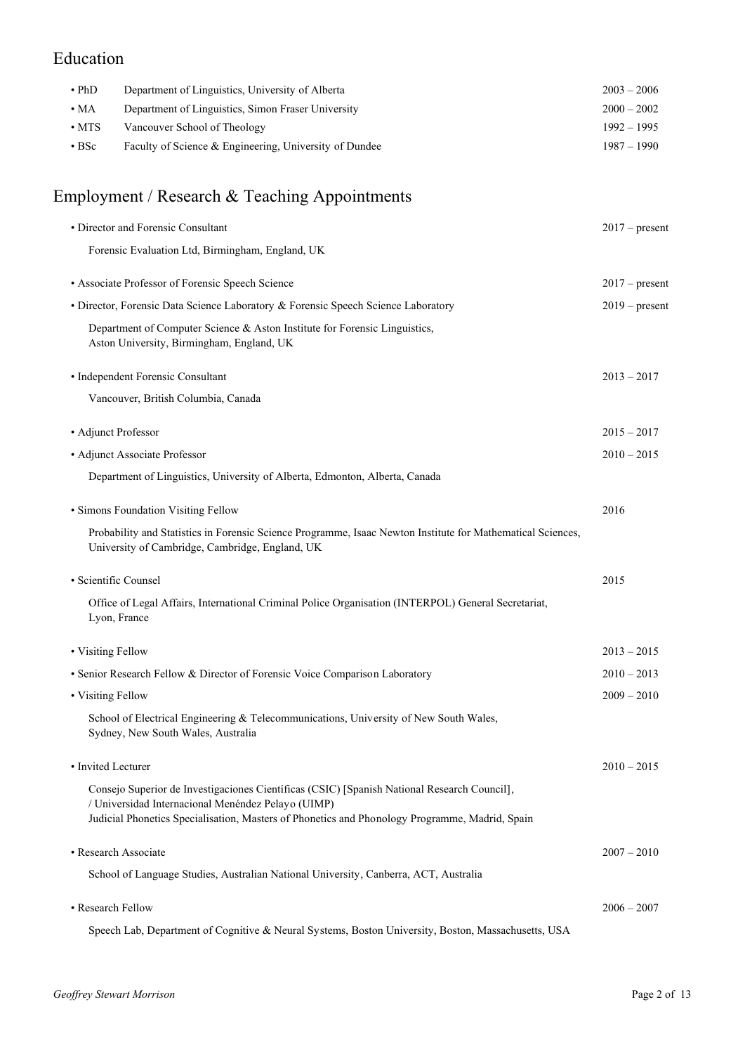## Education

| | | |
|---|---|---|
| • PhD | Department of Linguistics, University of Alberta | 2003 – 2006 |
| • MA | Department of Linguistics, Simon Fraser University | 2000 – 2002 |
| • MTS | Vancouver School of Theology | 1992 – 1995 |
| • BSc | Faculty of Science & Engineering, University of Dundee | 1987 – 1990 |

## Employment / Research & Teaching Appointments

- Director and Forensic Consultant — 2017 – present

  Forensic Evaluation Ltd, Birmingham, England, UK

- Associate Professor of Forensic Speech Science — 2017 – present
- Director, Forensic Data Science Laboratory & Forensic Speech Science Laboratory — 2019 – present

  Department of Computer Science & Aston Institute for Forensic Linguistics, Aston University, Birmingham, England, UK

- Independent Forensic Consultant — 2013 – 2017

  Vancouver, British Columbia, Canada

- Adjunct Professor — 2015 – 2017
- Adjunct Associate Professor — 2010 – 2015

  Department of Linguistics, University of Alberta, Edmonton, Alberta, Canada

- Simons Foundation Visiting Fellow — 2016

  Probability and Statistics in Forensic Science Programme, Isaac Newton Institute for Mathematical Sciences, University of Cambridge, Cambridge, England, UK

- Scientific Counsel — 2015

  Office of Legal Affairs, International Criminal Police Organisation (INTERPOL) General Secretariat, Lyon, France

- Visiting Fellow — 2013 – 2015
- Senior Research Fellow & Director of Forensic Voice Comparison Laboratory — 2010 – 2013
- Visiting Fellow — 2009 – 2010

  School of Electrical Engineering & Telecommunications, University of New South Wales, Sydney, New South Wales, Australia

- Invited Lecturer — 2010 – 2015

  Consejo Superior de Investigaciones Científicas (CSIC) [Spanish National Research Council], / Universidad Internacional Menéndez Pelayo (UIMP)
  Judicial Phonetics Specialisation, Masters of Phonetics and Phonology Programme, Madrid, Spain

- Research Associate — 2007 – 2010

  School of Language Studies, Australian National University, Canberra, ACT, Australia

- Research Fellow — 2006 – 2007

  Speech Lab, Department of Cognitive & Neural Systems, Boston University, Boston, Massachusetts, USA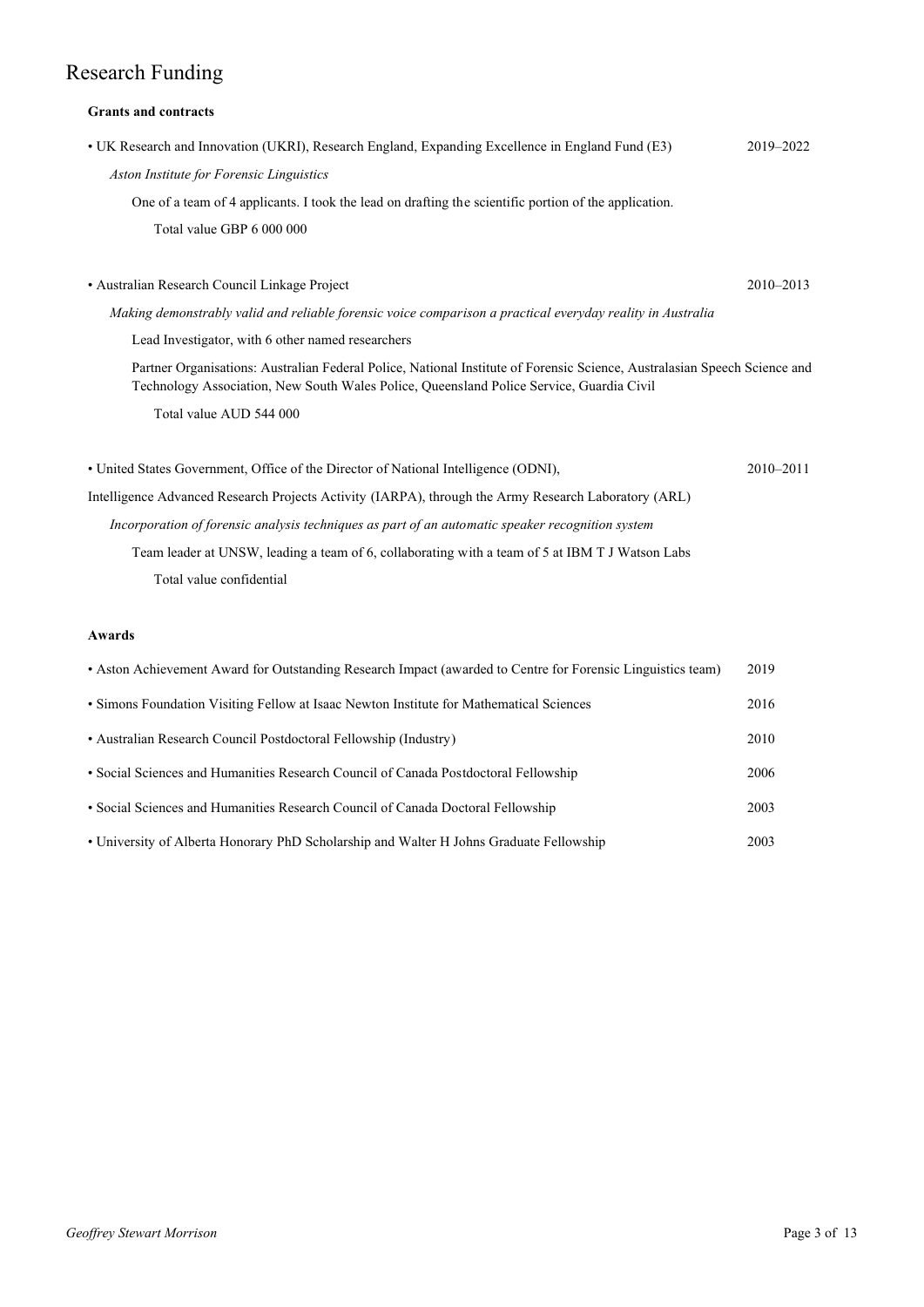# Research Funding

### Grants and contracts

- UK Research and Innovation (UKRI), Research England, Expanding Excellence in England Fund (E3) 2019–2022

  *Aston Institute for Forensic Linguistics*

  One of a team of 4 applicants. I took the lead on drafting the scientific portion of the application.

  Total value GBP 6 000 000

- Australian Research Council Linkage Project 2010–2013

  *Making demonstrably valid and reliable forensic voice comparison a practical everyday reality in Australia*

  Lead Investigator, with 6 other named researchers

  Partner Organisations: Australian Federal Police, National Institute of Forensic Science, Australasian Speech Science and Technology Association, New South Wales Police, Queensland Police Service, Guardia Civil

  Total value AUD 544 000

- United States Government, Office of the Director of National Intelligence (ODNI), Intelligence Advanced Research Projects Activity (IARPA), through the Army Research Laboratory (ARL) 2010–2011

  *Incorporation of forensic analysis techniques as part of an automatic speaker recognition system*

  Team leader at UNSW, leading a team of 6, collaborating with a team of 5 at IBM T J Watson Labs

  Total value confidential

### Awards

- Aston Achievement Award for Outstanding Research Impact (awarded to Centre for Forensic Linguistics team) 2019
- Simons Foundation Visiting Fellow at Isaac Newton Institute for Mathematical Sciences 2016
- Australian Research Council Postdoctoral Fellowship (Industry) 2010
- Social Sciences and Humanities Research Council of Canada Postdoctoral Fellowship 2006
- Social Sciences and Humanities Research Council of Canada Doctoral Fellowship 2003
- University of Alberta Honorary PhD Scholarship and Walter H Johns Graduate Fellowship 2003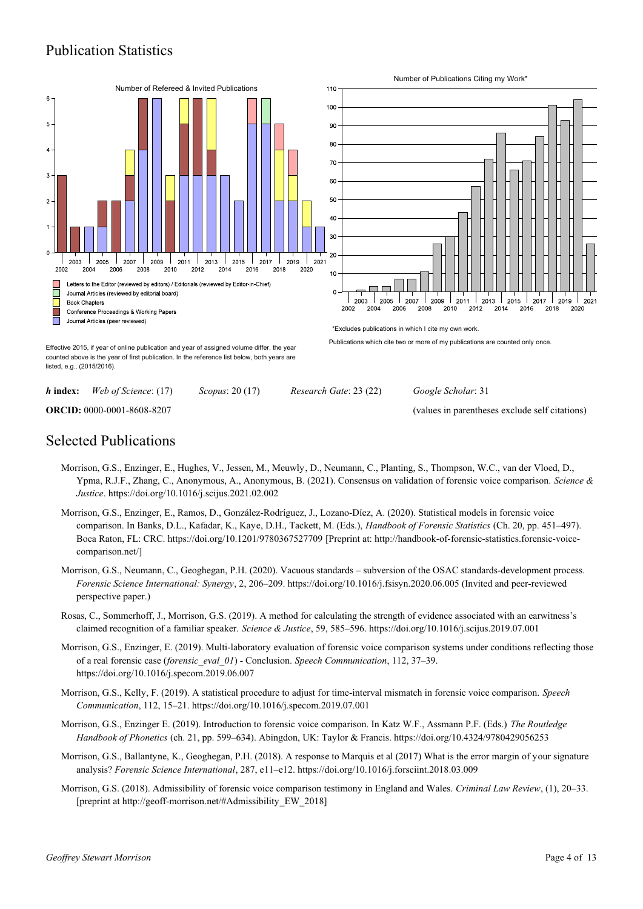## Publication Statistics

Number of Refereed & Invited Publications

- Letters to the Editor (reviewed by editors) / Editorials (reviewed by Editor-in-Chief)
- Journal Articles (reviewed by editorial board)
- Book Chapters
- Conference Proceedings & Working Papers
- Journal Articles (peer reviewed)

Effective 2015, if year of online publication and year of assigned volume differ, the year counted above is the year of first publication. In the reference list below, both years are listed, e.g., (2015/2016).

Number of Publications Citing my Work*

*Excludes publications in which I cite my own work.

Publications which cite two or more of my publications are counted only once.

***h* index:** *Web of Science*: (17) *Scopus*: 20 (17) *Research Gate*: 23 (22) *Google Scholar*: 31

**ORCID:** 0000-0001-8608-8207 (values in parentheses exclude self citations)

## Selected Publications

Morrison, G.S., Enzinger, E., Hughes, V., Jessen, M., Meuwly, D., Neumann, C., Planting, S., Thompson, W.C., van der Vloed, D., Ypma, R.J.F., Zhang, C., Anonymous, A., Anonymous, B. (2021). Consensus on validation of forensic voice comparison. *Science & Justice*. https://doi.org/10.1016/j.scijus.2021.02.002

Morrison, G.S., Enzinger, E., Ramos, D., González-Rodríguez, J., Lozano-Díez, A. (2020). Statistical models in forensic voice comparison. In Banks, D.L., Kafadar, K., Kaye, D.H., Tackett, M. (Eds.), *Handbook of Forensic Statistics* (Ch. 20, pp. 451–497). Boca Raton, FL: CRC. https://doi.org/10.1201/9780367527709 [Preprint at: http://handbook-of-forensic-statistics.forensic-voice-comparison.net/]

Morrison, G.S., Neumann, C., Geoghegan, P.H. (2020). Vacuous standards – subversion of the OSAC standards-development process. *Forensic Science International: Synergy*, 2, 206–209. https://doi.org/10.1016/j.fsisyn.2020.06.005 (Invited and peer-reviewed perspective paper.)

Rosas, C., Sommerhoff, J., Morrison, G.S. (2019). A method for calculating the strength of evidence associated with an earwitness's claimed recognition of a familiar speaker. *Science & Justice*, 59, 585–596. https://doi.org/10.1016/j.scijus.2019.07.001

Morrison, G.S., Enzinger, E. (2019). Multi-laboratory evaluation of forensic voice comparison systems under conditions reflecting those of a real forensic case (*forensic_eval_01*) - Conclusion. *Speech Communication*, 112, 37–39. https://doi.org/10.1016/j.specom.2019.06.007

Morrison, G.S., Kelly, F. (2019). A statistical procedure to adjust for time-interval mismatch in forensic voice comparison. *Speech Communication*, 112, 15–21. https://doi.org/10.1016/j.specom.2019.07.001

Morrison, G.S., Enzinger E. (2019). Introduction to forensic voice comparison. In Katz W.F., Assmann P.F. (Eds.) *The Routledge Handbook of Phonetics* (ch. 21, pp. 599–634). Abingdon, UK: Taylor & Francis. https://doi.org/10.4324/9780429056253

Morrison, G.S., Ballantyne, K., Geoghegan, P.H. (2018). A response to Marquis et al (2017) What is the error margin of your signature analysis? *Forensic Science International*, 287, e11–e12. https://doi.org/10.1016/j.forsciint.2018.03.009

Morrison, G.S. (2018). Admissibility of forensic voice comparison testimony in England and Wales. *Criminal Law Review*, (1), 20–33. [preprint at http://geoff-morrison.net/#Admissibility_EW_2018]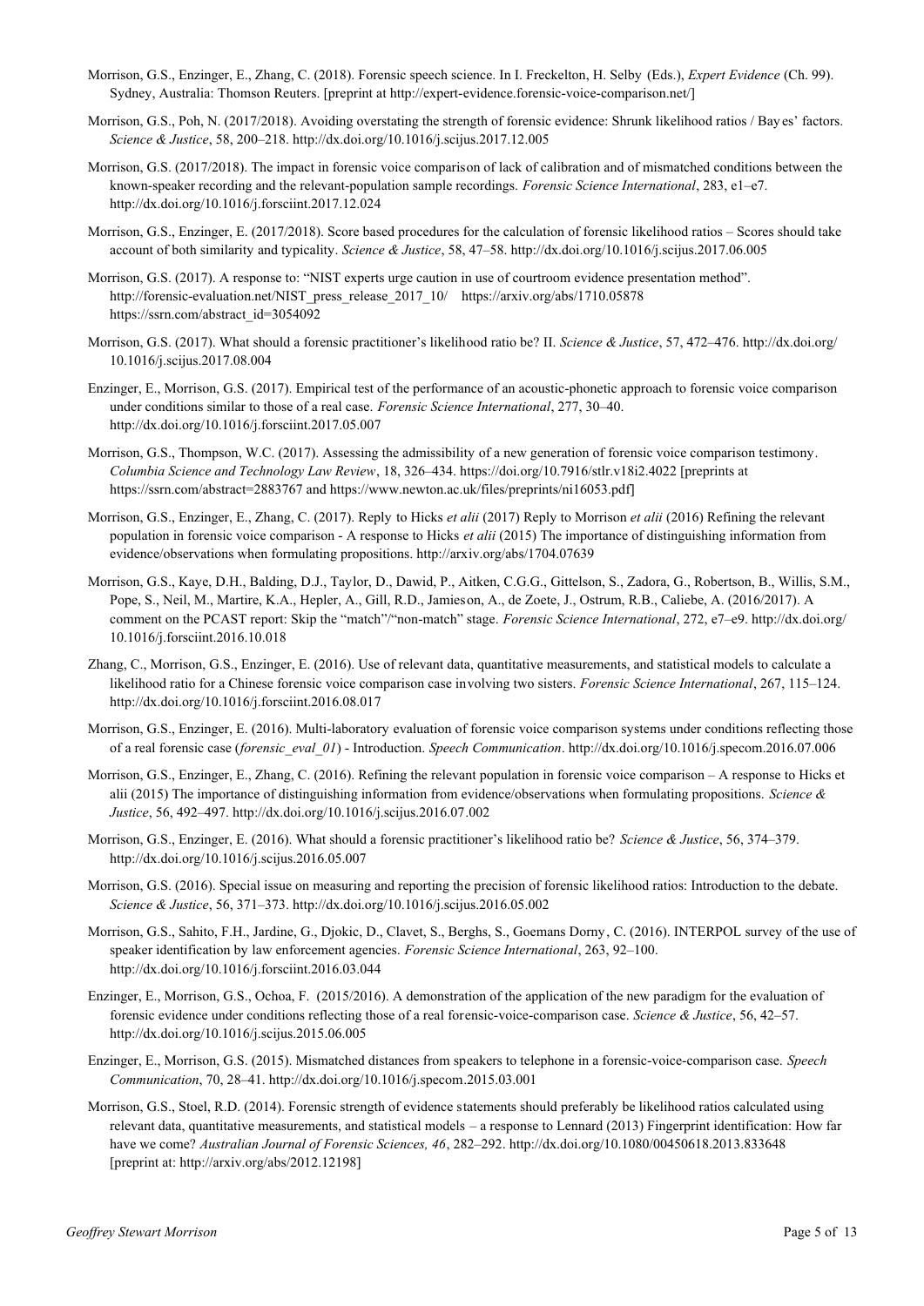Morrison, G.S., Enzinger, E., Zhang, C. (2018). Forensic speech science. In I. Freckelton, H. Selby (Eds.), *Expert Evidence* (Ch. 99). Sydney, Australia: Thomson Reuters. [preprint at http://expert-evidence.forensic-voice-comparison.net/]

Morrison, G.S., Poh, N. (2017/2018). Avoiding overstating the strength of forensic evidence: Shrunk likelihood ratios / Bayes' factors. *Science & Justice*, 58, 200–218. http://dx.doi.org/10.1016/j.scijus.2017.12.005

Morrison, G.S. (2017/2018). The impact in forensic voice comparison of lack of calibration and of mismatched conditions between the known-speaker recording and the relevant-population sample recordings. *Forensic Science International*, 283, e1–e7. http://dx.doi.org/10.1016/j.forsciint.2017.12.024

Morrison, G.S., Enzinger, E. (2017/2018). Score based procedures for the calculation of forensic likelihood ratios – Scores should take account of both similarity and typicality. *Science & Justice*, 58, 47–58. http://dx.doi.org/10.1016/j.scijus.2017.06.005

Morrison, G.S. (2017). A response to: "NIST experts urge caution in use of courtroom evidence presentation method". http://forensic-evaluation.net/NIST_press_release_2017_10/ https://arxiv.org/abs/1710.05878 https://ssrn.com/abstract_id=3054092

Morrison, G.S. (2017). What should a forensic practitioner's likelihood ratio be? II. *Science & Justice*, 57, 472–476. http://dx.doi.org/10.1016/j.scijus.2017.08.004

Enzinger, E., Morrison, G.S. (2017). Empirical test of the performance of an acoustic-phonetic approach to forensic voice comparison under conditions similar to those of a real case. *Forensic Science International*, 277, 30–40. http://dx.doi.org/10.1016/j.forsciint.2017.05.007

Morrison, G.S., Thompson, W.C. (2017). Assessing the admissibility of a new generation of forensic voice comparison testimony. *Columbia Science and Technology Law Review*, 18, 326–434. https://doi.org/10.7916/stlr.v18i2.4022 [preprints at https://ssrn.com/abstract=2883767 and https://www.newton.ac.uk/files/preprints/ni16053.pdf]

Morrison, G.S., Enzinger, E., Zhang, C. (2017). Reply to Hicks *et alii* (2017) Reply to Morrison *et alii* (2016) Refining the relevant population in forensic voice comparison - A response to Hicks *et alii* (2015) The importance of distinguishing information from evidence/observations when formulating propositions. http://arxiv.org/abs/1704.07639

Morrison, G.S., Kaye, D.H., Balding, D.J., Taylor, D., Dawid, P., Aitken, C.G.G., Gittelson, S., Zadora, G., Robertson, B., Willis, S.M., Pope, S., Neil, M., Martire, K.A., Hepler, A., Gill, R.D., Jamieson, A., de Zoete, J., Ostrum, R.B., Caliebe, A. (2016/2017). A comment on the PCAST report: Skip the "match"/"non-match" stage. *Forensic Science International*, 272, e7–e9. http://dx.doi.org/10.1016/j.forsciint.2016.10.018

Zhang, C., Morrison, G.S., Enzinger, E. (2016). Use of relevant data, quantitative measurements, and statistical models to calculate a likelihood ratio for a Chinese forensic voice comparison case involving two sisters. *Forensic Science International*, 267, 115–124. http://dx.doi.org/10.1016/j.forsciint.2016.08.017

Morrison, G.S., Enzinger, E. (2016). Multi-laboratory evaluation of forensic voice comparison systems under conditions reflecting those of a real forensic case (*forensic_eval_01*) - Introduction. *Speech Communication*. http://dx.doi.org/10.1016/j.specom.2016.07.006

Morrison, G.S., Enzinger, E., Zhang, C. (2016). Refining the relevant population in forensic voice comparison – A response to Hicks et alii (2015) The importance of distinguishing information from evidence/observations when formulating propositions. *Science & Justice*, 56, 492–497. http://dx.doi.org/10.1016/j.scijus.2016.07.002

Morrison, G.S., Enzinger, E. (2016). What should a forensic practitioner's likelihood ratio be? *Science & Justice*, 56, 374–379. http://dx.doi.org/10.1016/j.scijus.2016.05.007

Morrison, G.S. (2016). Special issue on measuring and reporting the precision of forensic likelihood ratios: Introduction to the debate. *Science & Justice*, 56, 371–373. http://dx.doi.org/10.1016/j.scijus.2016.05.002

Morrison, G.S., Sahito, F.H., Jardine, G., Djokic, D., Clavet, S., Berghs, S., Goemans Dorny, C. (2016). INTERPOL survey of the use of speaker identification by law enforcement agencies. *Forensic Science International*, 263, 92–100. http://dx.doi.org/10.1016/j.forsciint.2016.03.044

Enzinger, E., Morrison, G.S., Ochoa, F. (2015/2016). A demonstration of the application of the new paradigm for the evaluation of forensic evidence under conditions reflecting those of a real forensic-voice-comparison case. *Science & Justice*, 56, 42–57. http://dx.doi.org/10.1016/j.scijus.2015.06.005

Enzinger, E., Morrison, G.S. (2015). Mismatched distances from speakers to telephone in a forensic-voice-comparison case. *Speech Communication*, 70, 28–41. http://dx.doi.org/10.1016/j.specom.2015.03.001

Morrison, G.S., Stoel, R.D. (2014). Forensic strength of evidence statements should preferably be likelihood ratios calculated using relevant data, quantitative measurements, and statistical models – a response to Lennard (2013) Fingerprint identification: How far have we come? *Australian Journal of Forensic Sciences, 46*, 282–292. http://dx.doi.org/10.1080/00450618.2013.833648 [preprint at: http://arxiv.org/abs/2012.12198]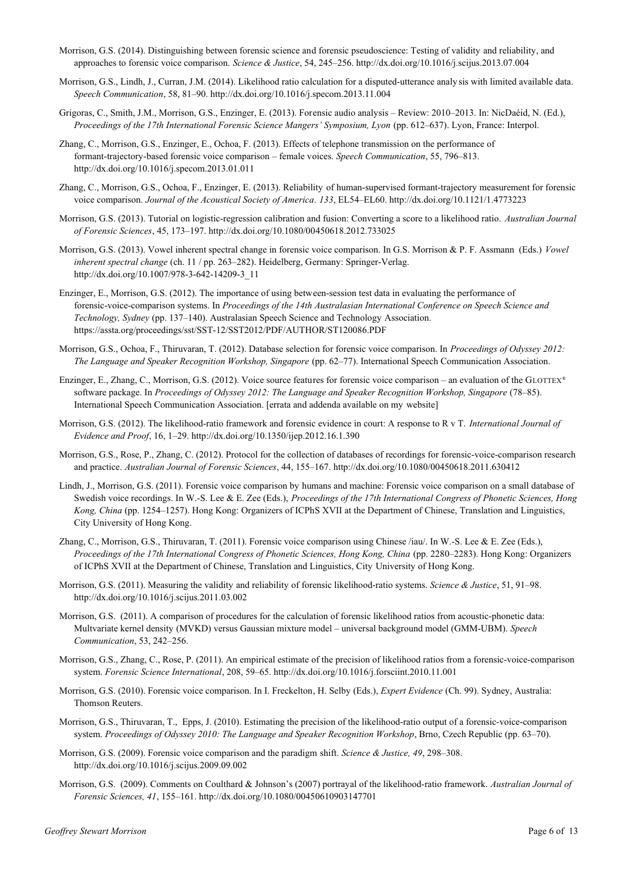Morrison, G.S. (2014). Distinguishing between forensic science and forensic pseudoscience: Testing of validity and reliability, and approaches to forensic voice comparison. *Science & Justice*, 54, 245–256. http://dx.doi.org/10.1016/j.scijus.2013.07.004

Morrison, G.S., Lindh, J., Curran, J.M. (2014). Likelihood ratio calculation for a disputed-utterance analysis with limited available data. *Speech Communication*, 58, 81–90. http://dx.doi.org/10.1016/j.specom.2013.11.004

Grigoras, C., Smith, J.M., Morrison, G.S., Enzinger, E. (2013). Forensic audio analysis – Review: 2010–2013. In: NicDaéid, N. (Ed.), *Proceedings of the 17th International Forensic Science Mangers' Symposium, Lyon* (pp. 612–637). Lyon, France: Interpol.

Zhang, C., Morrison, G.S., Enzinger, E., Ochoa, F. (2013). Effects of telephone transmission on the performance of formant-trajectory-based forensic voice comparison – female voices. *Speech Communication*, 55, 796–813. http://dx.doi.org/10.1016/j.specom.2013.01.011

Zhang, C., Morrison, G.S., Ochoa, F., Enzinger, E. (2013). Reliability of human-supervised formant-trajectory measurement for forensic voice comparison. *Journal of the Acoustical Society of America*. *133*, EL54–EL60. http://dx.doi.org/10.1121/1.4773223

Morrison, G.S. (2013). Tutorial on logistic-regression calibration and fusion: Converting a score to a likelihood ratio. *Australian Journal of Forensic Sciences*, 45, 173–197. http://dx.doi.org/10.1080/00450618.2012.733025

Morrison, G.S. (2013). Vowel inherent spectral change in forensic voice comparison. In G.S. Morrison & P. F. Assmann (Eds.) *Vowel inherent spectral change* (ch. 11 / pp. 263–282). Heidelberg, Germany: Springer-Verlag. http://dx.doi.org/10.1007/978-3-642-14209-3_11

Enzinger, E., Morrison, G.S. (2012). The importance of using between-session test data in evaluating the performance of forensic-voice-comparison systems. In *Proceedings of the 14th Australasian International Conference on Speech Science and Technology, Sydney* (pp. 137–140). Australasian Speech Science and Technology Association. https://assta.org/proceedings/sst/SST-12/SST2012/PDF/AUTHOR/ST120086.PDF

Morrison, G.S., Ochoa, F., Thiruvaran, T. (2012). Database selection for forensic voice comparison. In *Proceedings of Odyssey 2012: The Language and Speaker Recognition Workshop, Singapore* (pp. 62–77). International Speech Communication Association.

Enzinger, E., Zhang, C., Morrison, G.S. (2012). Voice source features for forensic voice comparison – an evaluation of the GLOTTEX® software package. In *Proceedings of Odyssey 2012: The Language and Speaker Recognition Workshop, Singapore* (78–85). International Speech Communication Association. [errata and addenda available on my website]

Morrison, G.S. (2012). The likelihood-ratio framework and forensic evidence in court: A response to R v T. *International Journal of Evidence and Proof*, 16, 1–29. http://dx.doi.org/10.1350/ijep.2012.16.1.390

Morrison, G.S., Rose, P., Zhang, C. (2012). Protocol for the collection of databases of recordings for forensic-voice-comparison research and practice. *Australian Journal of Forensic Sciences*, 44, 155–167. http://dx.doi.org/10.1080/00450618.2011.630412

Lindh, J., Morrison, G.S. (2011). Forensic voice comparison by humans and machine: Forensic voice comparison on a small database of Swedish voice recordings. In W.-S. Lee & E. Zee (Eds.), *Proceedings of the 17th International Congress of Phonetic Sciences, Hong Kong, China* (pp. 1254–1257). Hong Kong: Organizers of ICPhS XVII at the Department of Chinese, Translation and Linguistics, City University of Hong Kong.

Zhang, C., Morrison, G.S., Thiruvaran, T. (2011). Forensic voice comparison using Chinese /iau/. In W.-S. Lee & E. Zee (Eds.), *Proceedings of the 17th International Congress of Phonetic Sciences, Hong Kong, China* (pp. 2280–2283). Hong Kong: Organizers of ICPhS XVII at the Department of Chinese, Translation and Linguistics, City University of Hong Kong.

Morrison, G.S. (2011). Measuring the validity and reliability of forensic likelihood-ratio systems. *Science & Justice*, 51, 91–98. http://dx.doi.org/10.1016/j.scijus.2011.03.002

Morrison, G.S. (2011). A comparison of procedures for the calculation of forensic likelihood ratios from acoustic-phonetic data: Multivariate kernel density (MVKD) versus Gaussian mixture model – universal background model (GMM-UBM). *Speech Communication*, 53, 242–256.

Morrison, G.S., Zhang, C., Rose, P. (2011). An empirical estimate of the precision of likelihood ratios from a forensic-voice-comparison system. *Forensic Science International*, 208, 59–65. http://dx.doi.org/10.1016/j.forsciint.2010.11.001

Morrison, G.S. (2010). Forensic voice comparison. In I. Freckelton, H. Selby (Eds.), *Expert Evidence* (Ch. 99). Sydney, Australia: Thomson Reuters.

Morrison, G.S., Thiruvaran, T., Epps, J. (2010). Estimating the precision of the likelihood-ratio output of a forensic-voice-comparison system. *Proceedings of Odyssey 2010: The Language and Speaker Recognition Workshop*, Brno, Czech Republic (pp. 63–70).

Morrison, G.S. (2009). Forensic voice comparison and the paradigm shift. *Science & Justice, 49*, 298–308. http://dx.doi.org/10.1016/j.scijus.2009.09.002

Morrison, G.S. (2009). Comments on Coulthard & Johnson's (2007) portrayal of the likelihood-ratio framework. *Australian Journal of Forensic Sciences, 41*, 155–161. http://dx.doi.org/10.1080/00450610903147701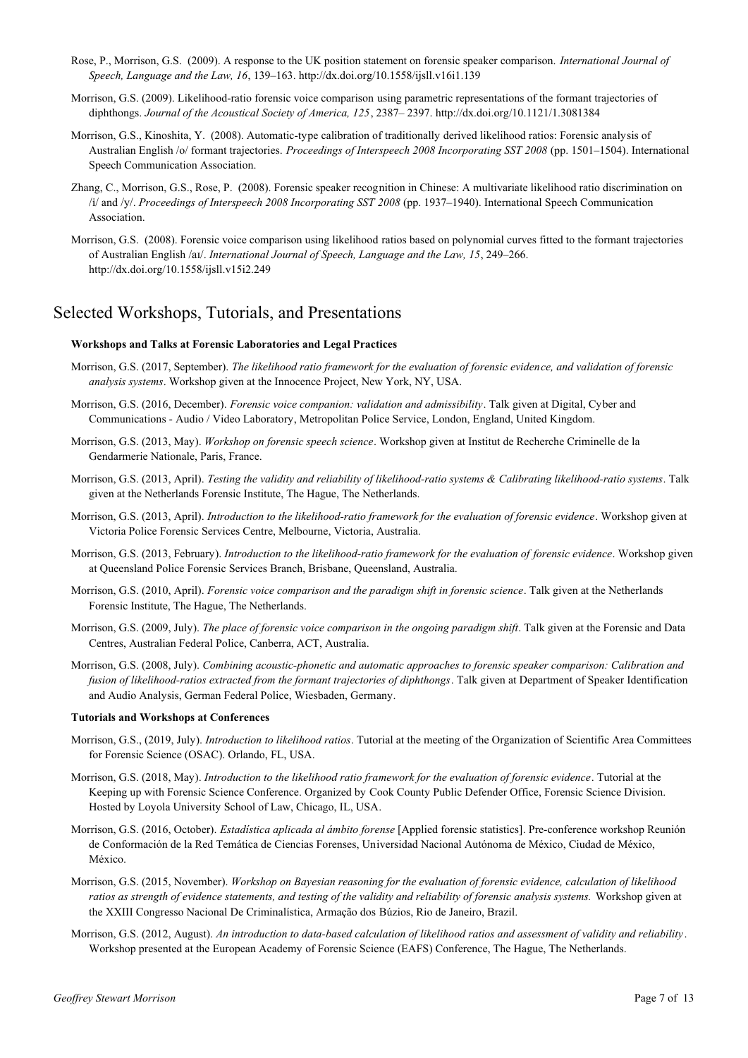Rose, P., Morrison, G.S. (2009). A response to the UK position statement on forensic speaker comparison. *International Journal of Speech, Language and the Law, 16*, 139–163. http://dx.doi.org/10.1558/ijsll.v16i1.139

Morrison, G.S. (2009). Likelihood-ratio forensic voice comparison using parametric representations of the formant trajectories of diphthongs. *Journal of the Acoustical Society of America, 125*, 2387– 2397. http://dx.doi.org/10.1121/1.3081384

Morrison, G.S., Kinoshita, Y. (2008). Automatic-type calibration of traditionally derived likelihood ratios: Forensic analysis of Australian English /o/ formant trajectories. *Proceedings of Interspeech 2008 Incorporating SST 2008* (pp. 1501–1504). International Speech Communication Association.

Zhang, C., Morrison, G.S., Rose, P. (2008). Forensic speaker recognition in Chinese: A multivariate likelihood ratio discrimination on /i/ and /y/. *Proceedings of Interspeech 2008 Incorporating SST 2008* (pp. 1937–1940). International Speech Communication Association.

Morrison, G.S. (2008). Forensic voice comparison using likelihood ratios based on polynomial curves fitted to the formant trajectories of Australian English /aɪ/. *International Journal of Speech, Language and the Law, 15*, 249–266. http://dx.doi.org/10.1558/ijsll.v15i2.249

## Selected Workshops, Tutorials, and Presentations

**Workshops and Talks at Forensic Laboratories and Legal Practices**

Morrison, G.S. (2017, September). *The likelihood ratio framework for the evaluation of forensic evidence, and validation of forensic analysis systems*. Workshop given at the Innocence Project, New York, NY, USA.

Morrison, G.S. (2016, December). *Forensic voice companion: validation and admissibility*. Talk given at Digital, Cyber and Communications - Audio / Video Laboratory, Metropolitan Police Service, London, England, United Kingdom.

Morrison, G.S. (2013, May). *Workshop on forensic speech science*. Workshop given at Institut de Recherche Criminelle de la Gendarmerie Nationale, Paris, France.

Morrison, G.S. (2013, April). *Testing the validity and reliability of likelihood-ratio systems & Calibrating likelihood-ratio systems*. Talk given at the Netherlands Forensic Institute, The Hague, The Netherlands.

Morrison, G.S. (2013, April). *Introduction to the likelihood-ratio framework for the evaluation of forensic evidence*. Workshop given at Victoria Police Forensic Services Centre, Melbourne, Victoria, Australia.

Morrison, G.S. (2013, February). *Introduction to the likelihood-ratio framework for the evaluation of forensic evidence*. Workshop given at Queensland Police Forensic Services Branch, Brisbane, Queensland, Australia.

Morrison, G.S. (2010, April). *Forensic voice comparison and the paradigm shift in forensic science*. Talk given at the Netherlands Forensic Institute, The Hague, The Netherlands.

Morrison, G.S. (2009, July). *The place of forensic voice comparison in the ongoing paradigm shift*. Talk given at the Forensic and Data Centres, Australian Federal Police, Canberra, ACT, Australia.

Morrison, G.S. (2008, July). *Combining acoustic-phonetic and automatic approaches to forensic speaker comparison: Calibration and fusion of likelihood-ratios extracted from the formant trajectories of diphthongs*. Talk given at Department of Speaker Identification and Audio Analysis, German Federal Police, Wiesbaden, Germany.

**Tutorials and Workshops at Conferences**

Morrison, G.S., (2019, July). *Introduction to likelihood ratios*. Tutorial at the meeting of the Organization of Scientific Area Committees for Forensic Science (OSAC). Orlando, FL, USA.

Morrison, G.S. (2018, May). *Introduction to the likelihood ratio framework for the evaluation of forensic evidence*. Tutorial at the Keeping up with Forensic Science Conference. Organized by Cook County Public Defender Office, Forensic Science Division. Hosted by Loyola University School of Law, Chicago, IL, USA.

Morrison, G.S. (2016, October). *Estadística aplicada al ámbito forense* [Applied forensic statistics]. Pre-conference workshop Reunión de Conformación de la Red Temática de Ciencias Forenses, Universidad Nacional Autónoma de México, Ciudad de México, México.

Morrison, G.S. (2015, November). *Workshop on Bayesian reasoning for the evaluation of forensic evidence, calculation of likelihood ratios as strength of evidence statements, and testing of the validity and reliability of forensic analysis systems.* Workshop given at the XXIII Congresso Nacional De Criminalística, Armação dos Búzios, Rio de Janeiro, Brazil.

Morrison, G.S. (2012, August). *An introduction to data-based calculation of likelihood ratios and assessment of validity and reliability*. Workshop presented at the European Academy of Forensic Science (EAFS) Conference, The Hague, The Netherlands.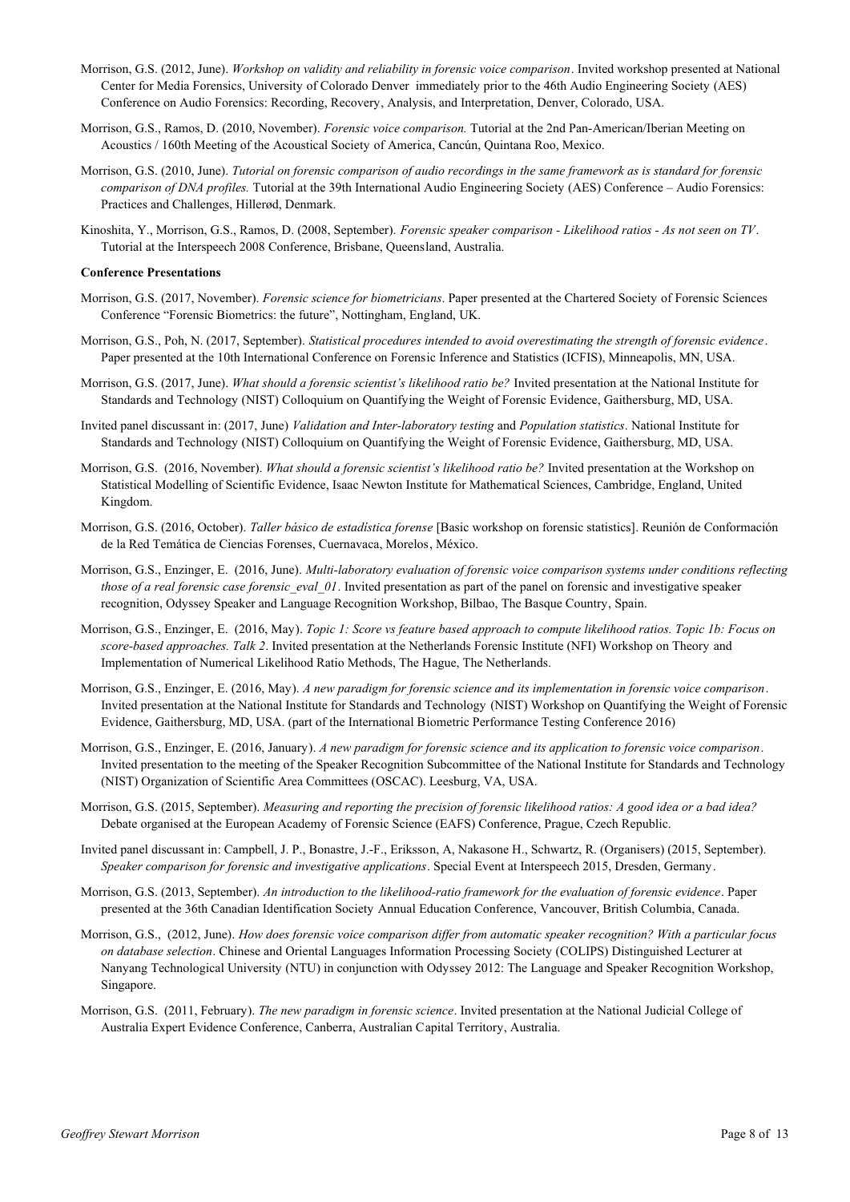Morrison, G.S. (2012, June). *Workshop on validity and reliability in forensic voice comparison*. Invited workshop presented at National Center for Media Forensics, University of Colorado Denver immediately prior to the 46th Audio Engineering Society (AES) Conference on Audio Forensics: Recording, Recovery, Analysis, and Interpretation, Denver, Colorado, USA.

Morrison, G.S., Ramos, D. (2010, November). *Forensic voice comparison.* Tutorial at the 2nd Pan-American/Iberian Meeting on Acoustics / 160th Meeting of the Acoustical Society of America, Cancún, Quintana Roo, Mexico.

Morrison, G.S. (2010, June). *Tutorial on forensic comparison of audio recordings in the same framework as is standard for forensic comparison of DNA profiles.* Tutorial at the 39th International Audio Engineering Society (AES) Conference – Audio Forensics: Practices and Challenges, Hillerød, Denmark.

Kinoshita, Y., Morrison, G.S., Ramos, D. (2008, September). *Forensic speaker comparison - Likelihood ratios - As not seen on TV*. Tutorial at the Interspeech 2008 Conference, Brisbane, Queensland, Australia.

**Conference Presentations**

Morrison, G.S. (2017, November). *Forensic science for biometricians*. Paper presented at the Chartered Society of Forensic Sciences Conference "Forensic Biometrics: the future", Nottingham, England, UK.

Morrison, G.S., Poh, N. (2017, September). *Statistical procedures intended to avoid overestimating the strength of forensic evidence*. Paper presented at the 10th International Conference on Forensic Inference and Statistics (ICFIS), Minneapolis, MN, USA.

Morrison, G.S. (2017, June). *What should a forensic scientist's likelihood ratio be?* Invited presentation at the National Institute for Standards and Technology (NIST) Colloquium on Quantifying the Weight of Forensic Evidence, Gaithersburg, MD, USA.

Invited panel discussant in: (2017, June) *Validation and Inter-laboratory testing* and *Population statistics*. National Institute for Standards and Technology (NIST) Colloquium on Quantifying the Weight of Forensic Evidence, Gaithersburg, MD, USA.

Morrison, G.S. (2016, November). *What should a forensic scientist's likelihood ratio be?* Invited presentation at the Workshop on Statistical Modelling of Scientific Evidence, Isaac Newton Institute for Mathematical Sciences, Cambridge, England, United Kingdom.

Morrison, G.S. (2016, October). *Taller básico de estadística forense* [Basic workshop on forensic statistics]. Reunión de Conformación de la Red Temática de Ciencias Forenses, Cuernavaca, Morelos, México.

Morrison, G.S., Enzinger, E. (2016, June). *Multi-laboratory evaluation of forensic voice comparison systems under conditions reflecting those of a real forensic case forensic_eval_01*. Invited presentation as part of the panel on forensic and investigative speaker recognition, Odyssey Speaker and Language Recognition Workshop, Bilbao, The Basque Country, Spain.

Morrison, G.S., Enzinger, E. (2016, May). *Topic 1: Score vs feature based approach to compute likelihood ratios. Topic 1b: Focus on score-based approaches. Talk 2*. Invited presentation at the Netherlands Forensic Institute (NFI) Workshop on Theory and Implementation of Numerical Likelihood Ratio Methods, The Hague, The Netherlands.

Morrison, G.S., Enzinger, E. (2016, May). *A new paradigm for forensic science and its implementation in forensic voice comparison*. Invited presentation at the National Institute for Standards and Technology (NIST) Workshop on Quantifying the Weight of Forensic Evidence, Gaithersburg, MD, USA. (part of the International Biometric Performance Testing Conference 2016)

Morrison, G.S., Enzinger, E. (2016, January). *A new paradigm for forensic science and its application to forensic voice comparison*. Invited presentation to the meeting of the Speaker Recognition Subcommittee of the National Institute for Standards and Technology (NIST) Organization of Scientific Area Committees (OSCAC). Leesburg, VA, USA.

Morrison, G.S. (2015, September). *Measuring and reporting the precision of forensic likelihood ratios: A good idea or a bad idea?* Debate organised at the European Academy of Forensic Science (EAFS) Conference, Prague, Czech Republic.

Invited panel discussant in: Campbell, J. P., Bonastre, J.-F., Eriksson, A, Nakasone H., Schwartz, R. (Organisers) (2015, September). *Speaker comparison for forensic and investigative applications*. Special Event at Interspeech 2015, Dresden, Germany.

Morrison, G.S. (2013, September). *An introduction to the likelihood-ratio framework for the evaluation of forensic evidence*. Paper presented at the 36th Canadian Identification Society Annual Education Conference, Vancouver, British Columbia, Canada.

Morrison, G.S., (2012, June). *How does forensic voice comparison differ from automatic speaker recognition? With a particular focus on database selection*. Chinese and Oriental Languages Information Processing Society (COLIPS) Distinguished Lecturer at Nanyang Technological University (NTU) in conjunction with Odyssey 2012: The Language and Speaker Recognition Workshop, Singapore.

Morrison, G.S. (2011, February). *The new paradigm in forensic science*. Invited presentation at the National Judicial College of Australia Expert Evidence Conference, Canberra, Australian Capital Territory, Australia.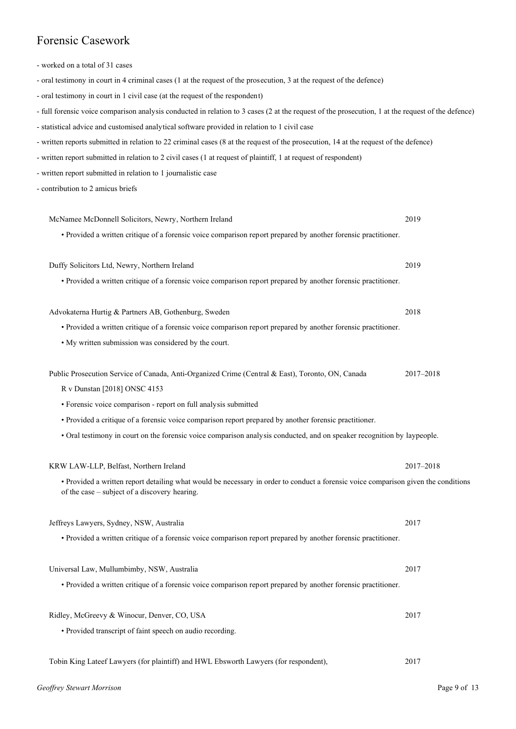# Forensic Casework

- worked on a total of 31 cases
- oral testimony in court in 4 criminal cases (1 at the request of the prosecution, 3 at the request of the defence)
- oral testimony in court in 1 civil case (at the request of the respondent)
- full forensic voice comparison analysis conducted in relation to 3 cases (2 at the request of the prosecution, 1 at the request of the defence)
- statistical advice and customised analytical software provided in relation to 1 civil case
- written reports submitted in relation to 22 criminal cases (8 at the request of the prosecution, 14 at the request of the defence)
- written report submitted in relation to 2 civil cases (1 at request of plaintiff, 1 at request of respondent)
- written report submitted in relation to 1 journalistic case
- contribution to 2 amicus briefs

McNamee McDonnell Solicitors, Newry, Northern Ireland — 2019

- Provided a written critique of a forensic voice comparison report prepared by another forensic practitioner.

Duffy Solicitors Ltd, Newry, Northern Ireland — 2019

- Provided a written critique of a forensic voice comparison report prepared by another forensic practitioner.

Advokaterna Hurtig & Partners AB, Gothenburg, Sweden — 2018

- Provided a written critique of a forensic voice comparison report prepared by another forensic practitioner.
- My written submission was considered by the court.

Public Prosecution Service of Canada, Anti-Organized Crime (Central & East), Toronto, ON, Canada — 2017–2018

R v Dunstan [2018] ONSC 4153

- Forensic voice comparison - report on full analysis submitted
- Provided a critique of a forensic voice comparison report prepared by another forensic practitioner.
- Oral testimony in court on the forensic voice comparison analysis conducted, and on speaker recognition by laypeople.

KRW LAW-LLP, Belfast, Northern Ireland — 2017–2018

- Provided a written report detailing what would be necessary in order to conduct a forensic voice comparison given the conditions of the case – subject of a discovery hearing.

Jeffreys Lawyers, Sydney, NSW, Australia — 2017

- Provided a written critique of a forensic voice comparison report prepared by another forensic practitioner.

Universal Law, Mullumbimby, NSW, Australia — 2017

- Provided a written critique of a forensic voice comparison report prepared by another forensic practitioner.

Ridley, McGreevy & Winocur, Denver, CO, USA — 2017

- Provided transcript of faint speech on audio recording.

Tobin King Lateef Lawyers (for plaintiff) and HWL Ebsworth Lawyers (for respondent), — 2017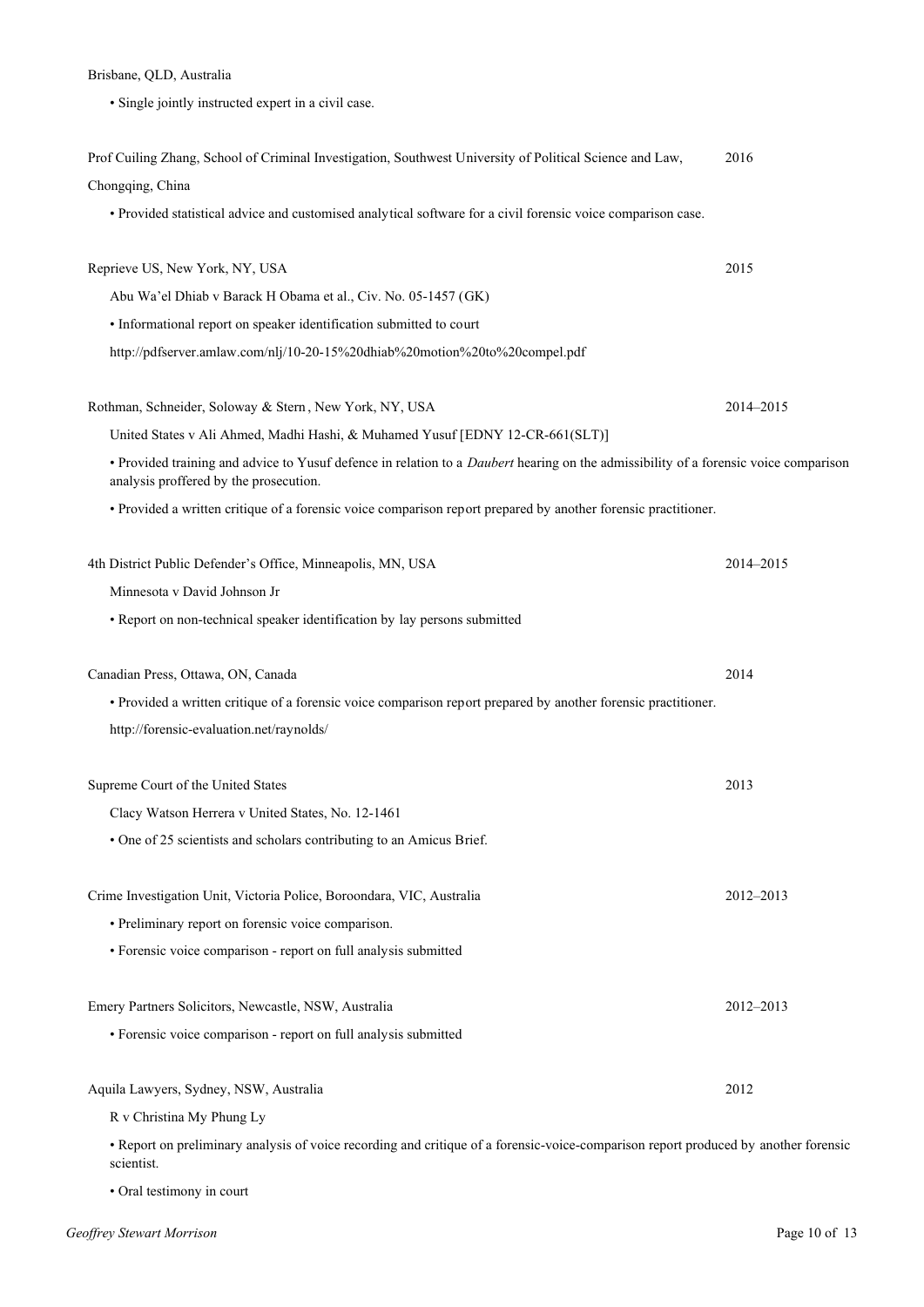Brisbane, QLD, Australia

- Single jointly instructed expert in a civil case.

Prof Cuiling Zhang, School of Criminal Investigation, Southwest University of Political Science and Law, Chongqing, China — 2016

- Provided statistical advice and customised analytical software for a civil forensic voice comparison case.

Reprieve US, New York, NY, USA — 2015

Abu Wa'el Dhiab v Barack H Obama et al., Civ. No. 05-1457 (GK)

- Informational report on speaker identification submitted to court

http://pdfserver.amlaw.com/nlj/10-20-15%20dhiab%20motion%20to%20compel.pdf

Rothman, Schneider, Soloway & Stern, New York, NY, USA — 2014–2015

United States v Ali Ahmed, Madhi Hashi, & Muhamed Yusuf [EDNY 12-CR-661(SLT)]

- Provided training and advice to Yusuf defence in relation to a *Daubert* hearing on the admissibility of a forensic voice comparison analysis proffered by the prosecution.
- Provided a written critique of a forensic voice comparison report prepared by another forensic practitioner.

4th District Public Defender's Office, Minneapolis, MN, USA — 2014–2015

Minnesota v David Johnson Jr

- Report on non-technical speaker identification by lay persons submitted

Canadian Press, Ottawa, ON, Canada — 2014

- Provided a written critique of a forensic voice comparison report prepared by another forensic practitioner.

http://forensic-evaluation.net/raynolds/

Supreme Court of the United States — 2013

Clacy Watson Herrera v United States, No. 12-1461

- One of 25 scientists and scholars contributing to an Amicus Brief.

Crime Investigation Unit, Victoria Police, Boroondara, VIC, Australia — 2012–2013

- Preliminary report on forensic voice comparison.
- Forensic voice comparison - report on full analysis submitted

Emery Partners Solicitors, Newcastle, NSW, Australia — 2012–2013

- Forensic voice comparison - report on full analysis submitted

Aquila Lawyers, Sydney, NSW, Australia — 2012

R v Christina My Phung Ly

- Report on preliminary analysis of voice recording and critique of a forensic-voice-comparison report produced by another forensic scientist.
- Oral testimony in court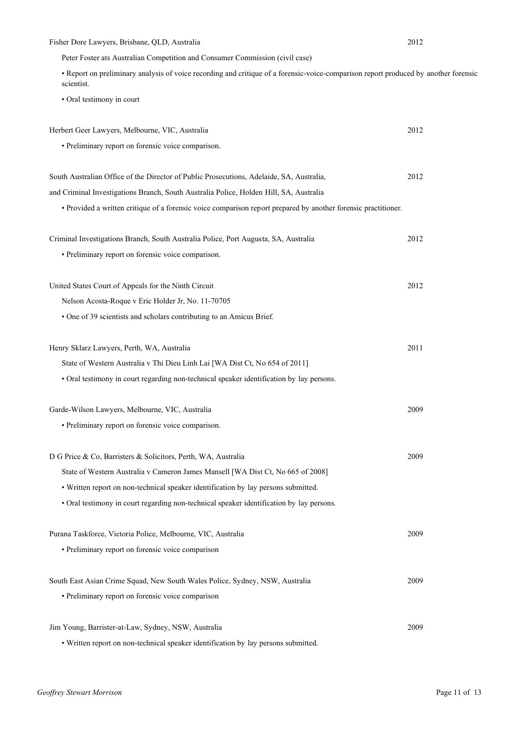Fisher Dore Lawyers, Brisbane, QLD, Australia 2012

Peter Foster ats Australian Competition and Consumer Commission (civil case)

- Report on preliminary analysis of voice recording and critique of a forensic-voice-comparison report produced by another forensic scientist.
- Oral testimony in court

Herbert Geer Lawyers, Melbourne, VIC, Australia 2012

- Preliminary report on forensic voice comparison.

South Australian Office of the Director of Public Prosecutions, Adelaide, SA, Australia, 2012

and Criminal Investigations Branch, South Australia Police, Holden Hill, SA, Australia

- Provided a written critique of a forensic voice comparison report prepared by another forensic practitioner.

Criminal Investigations Branch, South Australia Police, Port Augusta, SA, Australia 2012

- Preliminary report on forensic voice comparison.

United States Court of Appeals for the Ninth Circuit 2012

Nelson Acosta-Roque v Eric Holder Jr, No. 11-70705

- One of 39 scientists and scholars contributing to an Amicus Brief.

Henry Sklarz Lawyers, Perth, WA, Australia 2011

State of Western Australia v Thi Dieu Linh Lai [WA Dist Ct, No 654 of 2011]

- Oral testimony in court regarding non-technical speaker identification by lay persons.

Garde-Wilson Lawyers, Melbourne, VIC, Australia 2009

- Preliminary report on forensic voice comparison.

D G Price & Co, Barristers & Solicitors, Perth, WA, Australia 2009

State of Western Australia v Cameron James Mansell [WA Dist Ct, No 665 of 2008]

- Written report on non-technical speaker identification by lay persons submitted.
- Oral testimony in court regarding non-technical speaker identification by lay persons.

Purana Taskforce, Victoria Police, Melbourne, VIC, Australia 2009

- Preliminary report on forensic voice comparison

South East Asian Crime Squad, New South Wales Police, Sydney, NSW, Australia 2009

- Preliminary report on forensic voice comparison

Jim Young, Barrister-at-Law, Sydney, NSW, Australia 2009

- Written report on non-technical speaker identification by lay persons submitted.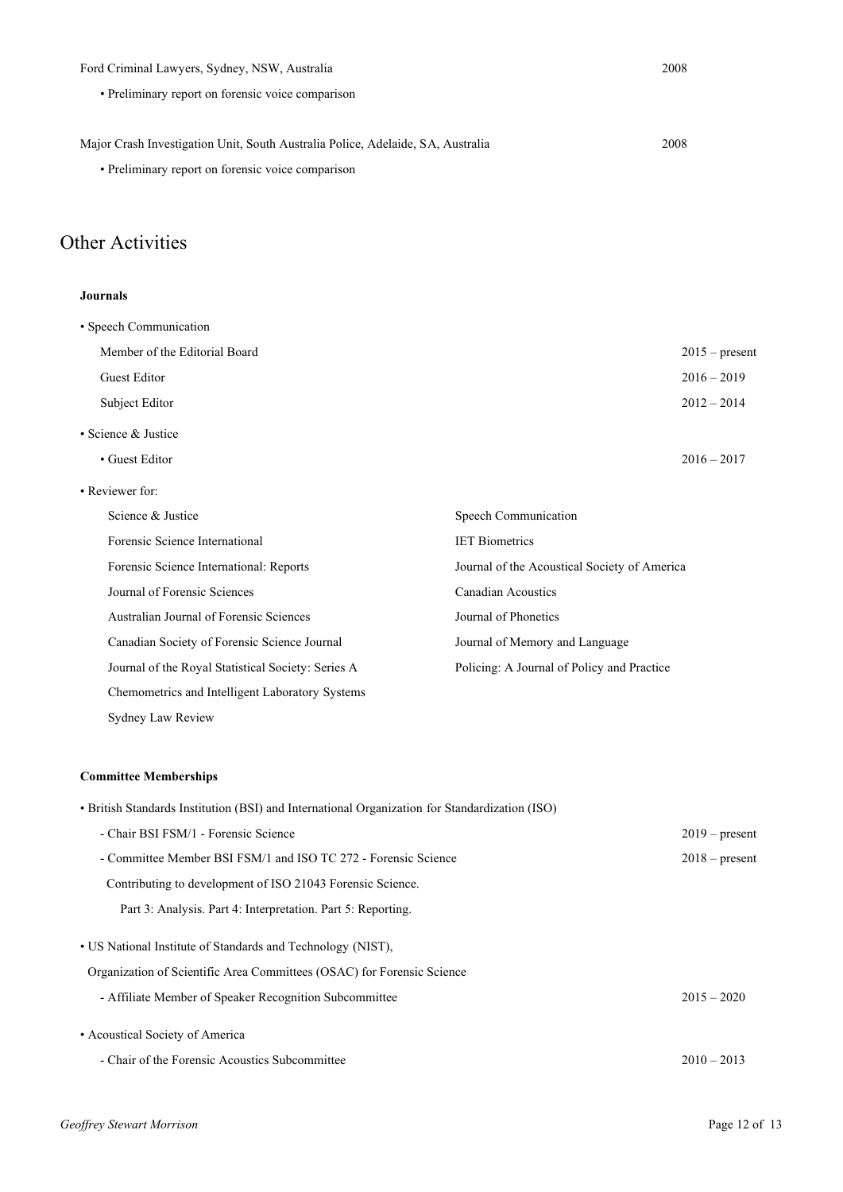Ford Criminal Lawyers, Sydney, NSW, Australia 2008

- Preliminary report on forensic voice comparison

Major Crash Investigation Unit, South Australia Police, Adelaide, SA, Australia 2008

- Preliminary report on forensic voice comparison

## Other Activities

**Journals**

- Speech Communication
  - Member of the Editorial Board 2015 – present
  - Guest Editor 2016 – 2019
  - Subject Editor 2012 – 2014
- Science & Justice
  - Guest Editor 2016 – 2017
- Reviewer for:
  - Science & Justice
  - Forensic Science International
  - Forensic Science International: Reports
  - Journal of Forensic Sciences
  - Australian Journal of Forensic Sciences
  - Canadian Society of Forensic Science Journal
  - Journal of the Royal Statistical Society: Series A
  - Chemometrics and Intelligent Laboratory Systems
  - Sydney Law Review
  - Speech Communication
  - IET Biometrics
  - Journal of the Acoustical Society of America
  - Canadian Acoustics
  - Journal of Phonetics
  - Journal of Memory and Language
  - Policing: A Journal of Policy and Practice

**Committee Memberships**

- British Standards Institution (BSI) and International Organization for Standardization (ISO)
  - Chair BSI FSM/1 - Forensic Science 2019 – present
  - Committee Member BSI FSM/1 and ISO TC 272 - Forensic Science 2018 – present

    Contributing to development of ISO 21043 Forensic Science.

    Part 3: Analysis. Part 4: Interpretation. Part 5: Reporting.
- US National Institute of Standards and Technology (NIST),

  Organization of Scientific Area Committees (OSAC) for Forensic Science
  - Affiliate Member of Speaker Recognition Subcommittee 2015 – 2020
- Acoustical Society of America
  - Chair of the Forensic Acoustics Subcommittee 2010 – 2013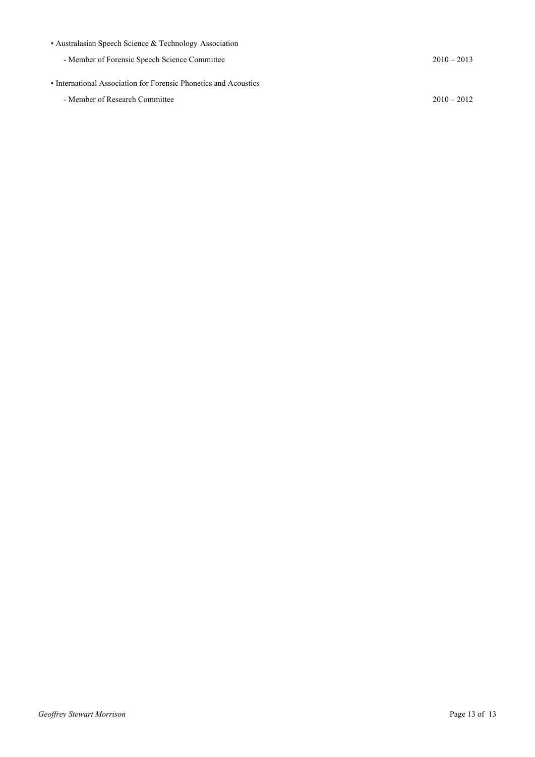- Australasian Speech Science & Technology Association
    - Member of Forensic Speech Science Committee 2010 – 2013

- International Association for Forensic Phonetics and Acoustics
    - Member of Research Committee 2010 – 2012